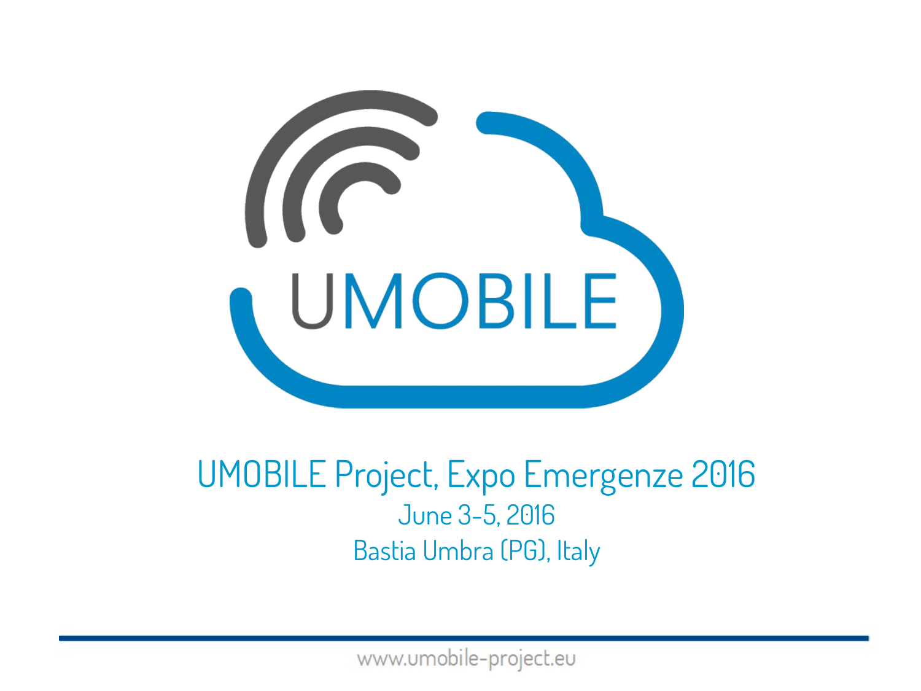UMOBILE

# UMOBILE Project, Expo Emergenze 2016

June 3-5, 2016

Bastia Umbra (PG), Italy

www.umobile-project.eu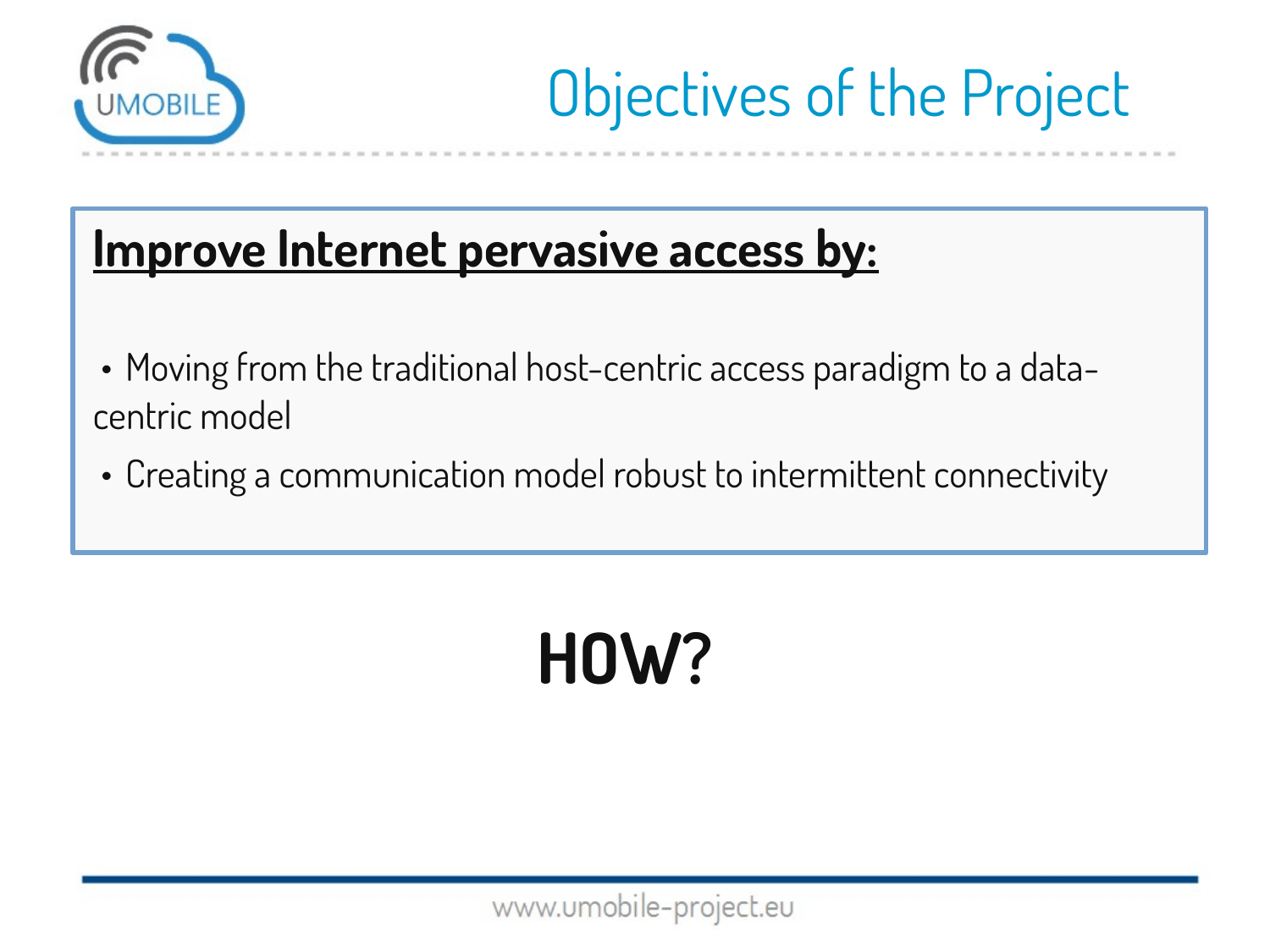# Objectives of the Project

**Improve Internet pervasive access by:**

- Moving from the traditional host-centric access paradigm to a data-centric model
- Creating a communication model robust to intermittent connectivity

## HOW?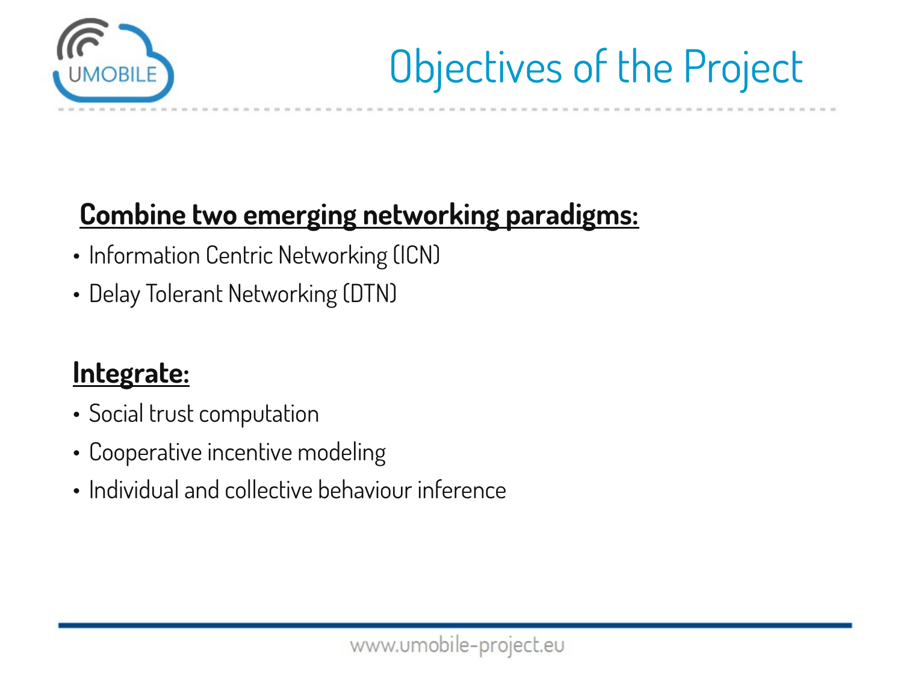# Objectives of the Project

**Combine two emerging networking paradigms:**

- Information Centric Networking (ICN)
- Delay Tolerant Networking (DTN)

**Integrate:**

- Social trust computation
- Cooperative incentive modeling
- Individual and collective behaviour inference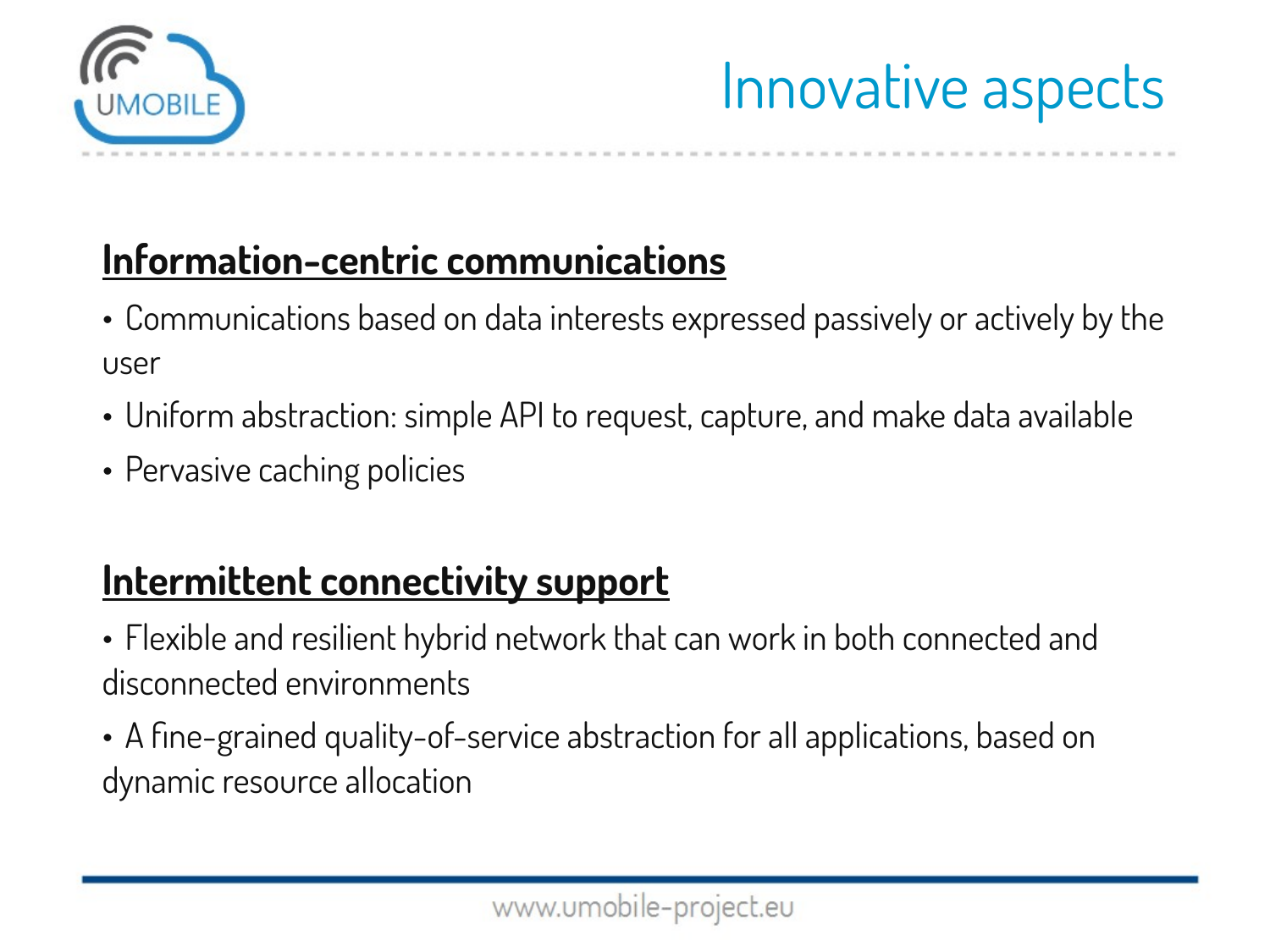# Innovative aspects

**Information-centric communications**

- Communications based on data interests expressed passively or actively by the user
- Uniform abstraction: simple API to request, capture, and make data available
- Pervasive caching policies

**Intermittent connectivity support**

- Flexible and resilient hybrid network that can work in both connected and disconnected environments
- A fine-grained quality-of-service abstraction for all applications, based on dynamic resource allocation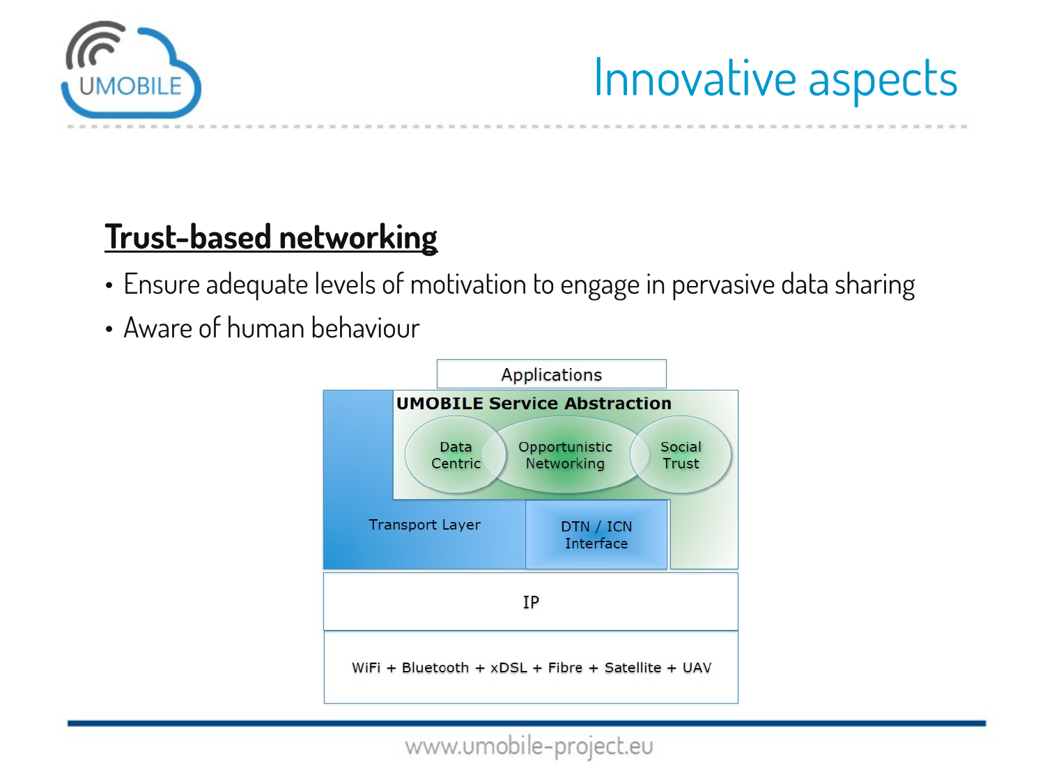# Innovative aspects

## Trust-based networking

- Ensure adequate levels of motivation to engage in pervasive data sharing
- Aware of human behaviour

Applications

UMOBILE Service Abstraction

Data Centric

Opportunistic Networking

Social Trust

Transport Layer

DTN / ICN Interface

IP

WiFi + Bluetooth + xDSL + Fibre + Satellite + UAV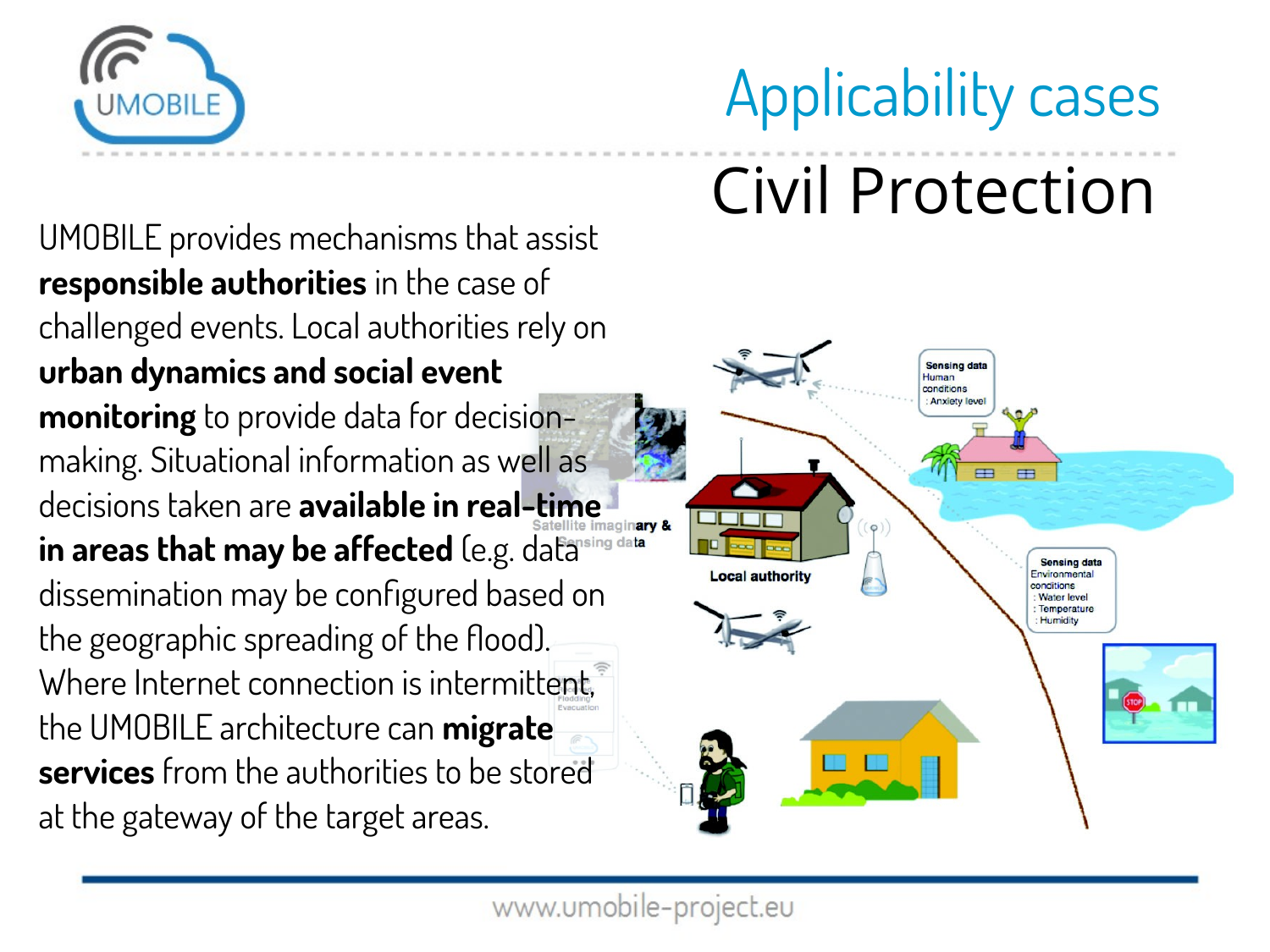# Applicability cases

## Civil Protection

UMOBILE provides mechanisms that assist **responsible authorities** in the case of challenged events. Local authorities rely on **urban dynamics and social event monitoring** to provide data for decision-making. Situational information as well as decisions taken are **available in real-time in areas that may be affected** (e.g. data dissemination may be configured based on the geographic spreading of the flood). Where Internet connection is intermittent, the UMOBILE architecture can **migrate services** from the authorities to be stored at the gateway of the target areas.

Satellite imaginary & Sensing data

Local authority

Sensing data
Human conditions
: Anxiety level

Sensing data
Environmental conditions
: Water level
: Temperature
: Humidity

Flooding Evacuation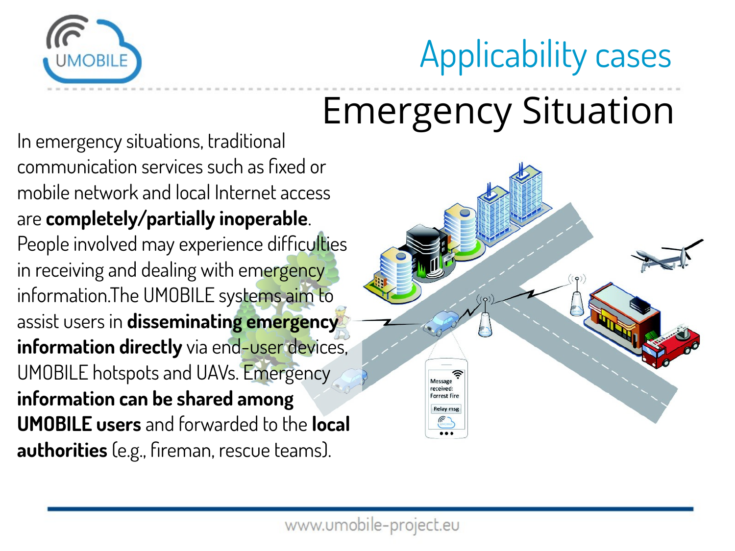# Applicability cases

## Emergency Situation

In emergency situations, traditional communication services such as fixed or mobile network and local Internet access are **completely/partially inoperable**. People involved may experience difficulties in receiving and dealing with emergency information.The UMOBILE systems aim to assist users in **disseminating emergency information directly** via end-user devices, UMOBILE hotspots and UAVs. Emergency **information can be shared among UMOBILE users** and forwarded to the **local authorities** (e.g., fireman, rescue teams).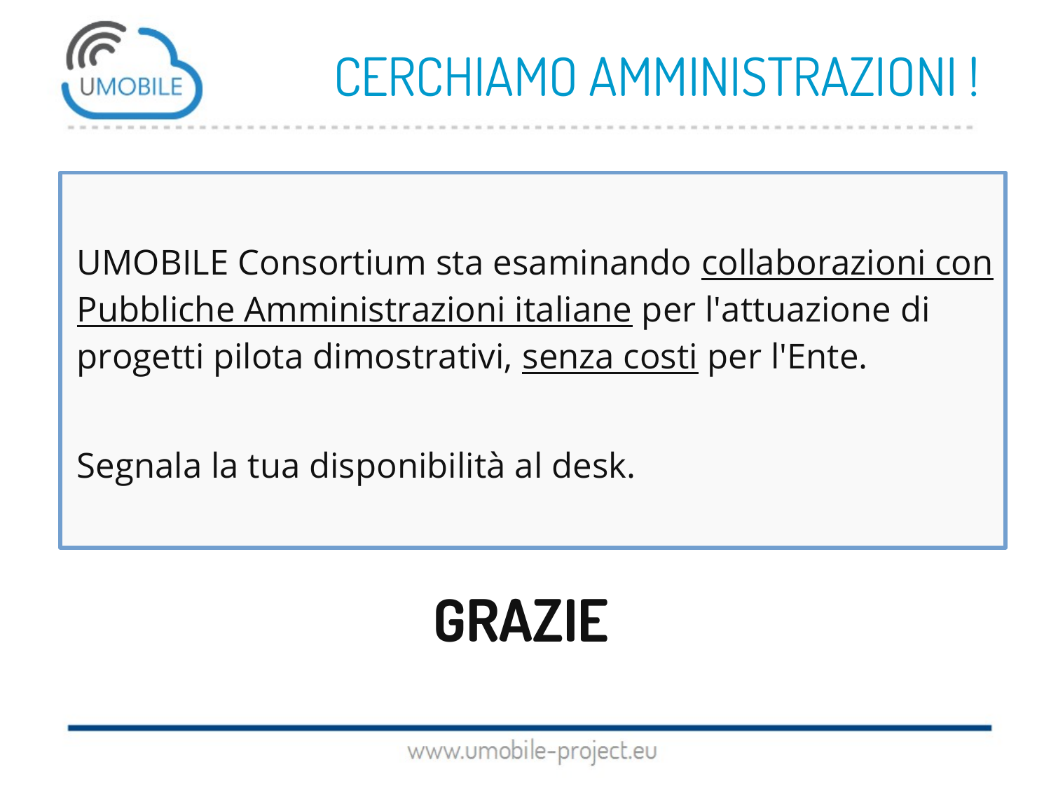UMOBILE

# CERCHIAMO AMMINISTRAZIONI !

UMOBILE Consortium sta esaminando collaborazioni con Pubbliche Amministrazioni italiane per l'attuazione di progetti pilota dimostrativi, senza costi per l'Ente.

Segnala la tua disponibilità al desk.

**GRAZIE**

www.umobile-project.eu